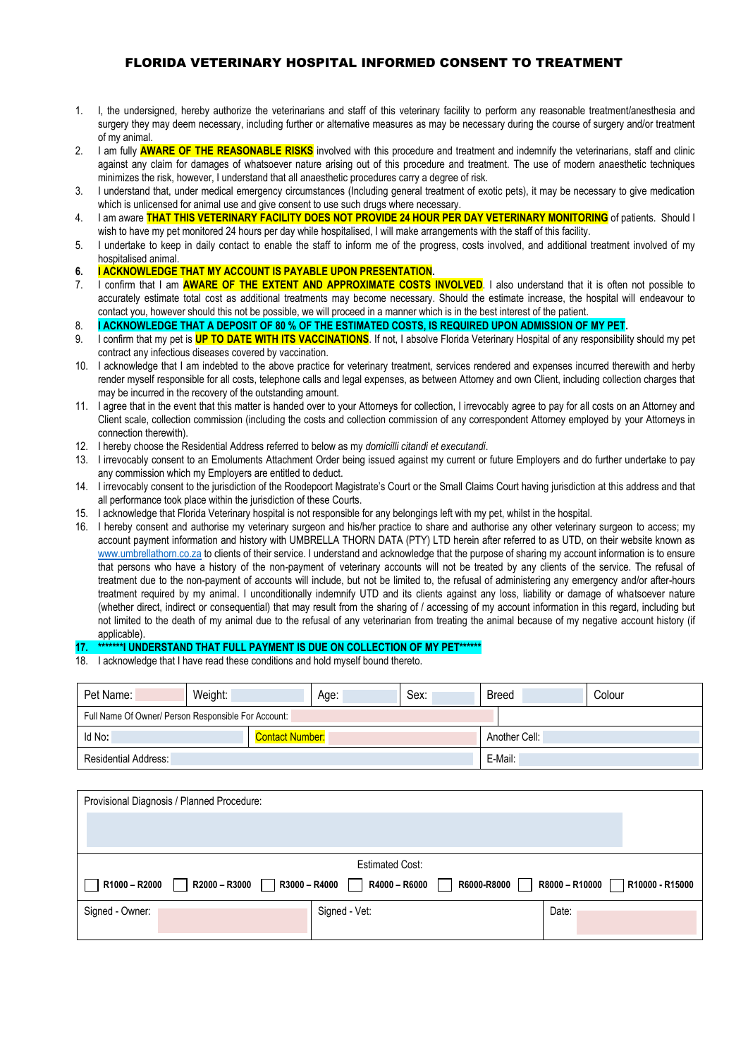# FLORIDA VETERINARY HOSPITAL INFORMED CONSENT TO TREATMENT

1. I, the undersigned, hereby authorize the veterinarians and staff of this veterinary facility to perform any reasonable treatment/anesthesia and surgery they may deem necessary, including further or alternative measures as may be necessary during the course of surgery and/or treatment of my animal.
2. I am fully **AWARE OF THE REASONABLE RISKS** involved with this procedure and treatment and indemnify the veterinarians, staff and clinic against any claim for damages of whatsoever nature arising out of this procedure and treatment. The use of modern anaesthetic techniques minimizes the risk, however, I understand that all anaesthetic procedures carry a degree of risk.
3. I understand that, under medical emergency circumstances (Including general treatment of exotic pets), it may be necessary to give medication which is unlicensed for animal use and give consent to use such drugs where necessary.
4. I am aware **THAT THIS VETERINARY FACILITY DOES NOT PROVIDE 24 HOUR PER DAY VETERINARY MONITORING** of patients. Should I wish to have my pet monitored 24 hours per day while hospitalised, I will make arrangements with the staff of this facility.
5. I undertake to keep in daily contact to enable the staff to inform me of the progress, costs involved, and additional treatment involved of my hospitalised animal.
6. **I ACKNOWLEDGE THAT MY ACCOUNT IS PAYABLE UPON PRESENTATION.**
7. I confirm that I am **AWARE OF THE EXTENT AND APPROXIMATE COSTS INVOLVED**. I also understand that it is often not possible to accurately estimate total cost as additional treatments may become necessary. Should the estimate increase, the hospital will endeavour to contact you, however should this not be possible, we will proceed in a manner which is in the best interest of the patient.
8. **I ACKNOWLEDGE THAT A DEPOSIT OF 80 % OF THE ESTIMATED COSTS, IS REQUIRED UPON ADMISSION OF MY PET.**
9. I confirm that my pet is **UP TO DATE WITH ITS VACCINATIONS**. If not, I absolve Florida Veterinary Hospital of any responsibility should my pet contract any infectious diseases covered by vaccination.
10. I acknowledge that I am indebted to the above practice for veterinary treatment, services rendered and expenses incurred therewith and herby render myself responsible for all costs, telephone calls and legal expenses, as between Attorney and own Client, including collection charges that may be incurred in the recovery of the outstanding amount.
11. I agree that in the event that this matter is handed over to your Attorneys for collection, I irrevocably agree to pay for all costs on an Attorney and Client scale, collection commission (including the costs and collection commission of any correspondent Attorney employed by your Attorneys in connection therewith).
12. I hereby choose the Residential Address referred to below as my *domicilli citandi et executandi*.
13. I irrevocably consent to an Emoluments Attachment Order being issued against my current or future Employers and do further undertake to pay any commission which my Employers are entitled to deduct.
14. I irrevocably consent to the jurisdiction of the Roodepoort Magistrate's Court or the Small Claims Court having jurisdiction at this address and that all performance took place within the jurisdiction of these Courts.
15. I acknowledge that Florida Veterinary hospital is not responsible for any belongings left with my pet, whilst in the hospital.
16. I hereby consent and authorise my veterinary surgeon and his/her practice to share and authorise any other veterinary surgeon to access; my account payment information and history with UMBRELLA THORN DATA (PTY) LTD herein after referred to as UTD, on their website known as www.umbrellathorn.co.za to clients of their service. I understand and acknowledge that the purpose of sharing my account information is to ensure that persons who have a history of the non-payment of veterinary accounts will not be treated by any clients of the service. The refusal of treatment due to the non-payment of accounts will include, but not be limited to, the refusal of administering any emergency and/or after-hours treatment required by my animal. I unconditionally indemnify UTD and its clients against any loss, liability or damage of whatsoever nature (whether direct, indirect or consequential) that may result from the sharing of / accessing of my account information in this regard, including but not limited to the death of my animal due to the refusal of any veterinarian from treating the animal because of my negative account history (if applicable).
17. **\*\*\*\*\*\*\*I UNDERSTAND THAT FULL PAYMENT IS DUE ON COLLECTION OF MY PET\*\*\*\*\*\***
18. I acknowledge that I have read these conditions and hold myself bound thereto.

| Pet Name: | Weight: | Age: | Sex: | Breed | Colour |
|---|---|---|---|---|---|
| Full Name Of Owner/ Person Responsible For Account: | | | | | |
| Id No: | Contact Number: | | | Another Cell: | |
| Residential Address: | | | | E-Mail: | |

| Provisional Diagnosis / Planned Procedure: | | |
|---|---|---|
| Estimated Cost: | | |
| ☐ R1000 – R2000 ☐ R2000 – R3000 ☐ R3000 – R4000 ☐ R4000 – R6000 ☐ R6000-R8000 ☐ R8000 – R10000 ☐ R10000 - R15000 | | |
| Signed - Owner: | Signed - Vet: | Date: |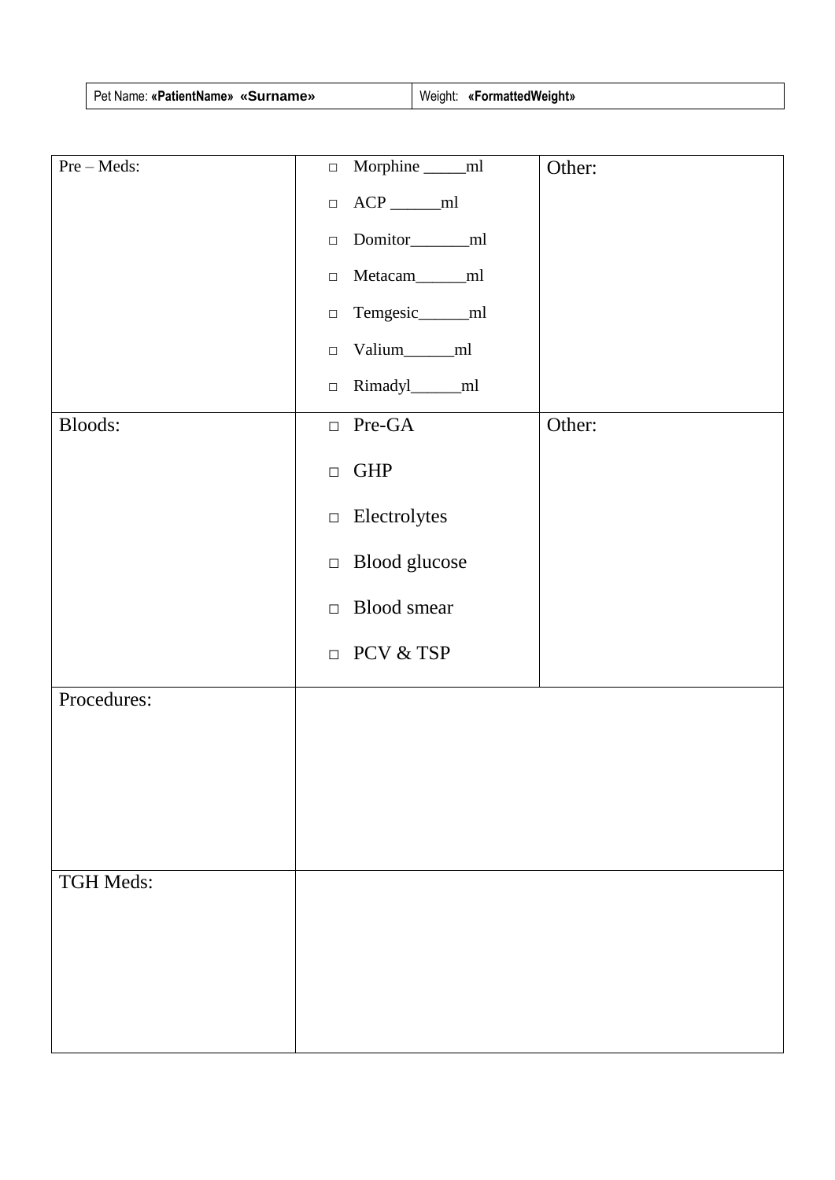| | |
|---|---|
| Pet Name: **«PatientName» «Surname»** | Weight: **«FormattedWeight»** |

| | | |
|---|---|---|
| Pre – Meds: | □ Morphine _____ml<br>□ ACP ______ml<br>□ Domitor_______ml<br>□ Metacam______ml<br>□ Temgesic______ml<br>□ Valium______ml<br>□ Rimadyl______ml | Other: |
| Bloods: | □ Pre-GA<br>□ GHP<br>□ Electrolytes<br>□ Blood glucose<br>□ Blood smear<br>□ PCV & TSP | Other: |
| Procedures: | | |
| TGH Meds: | | |